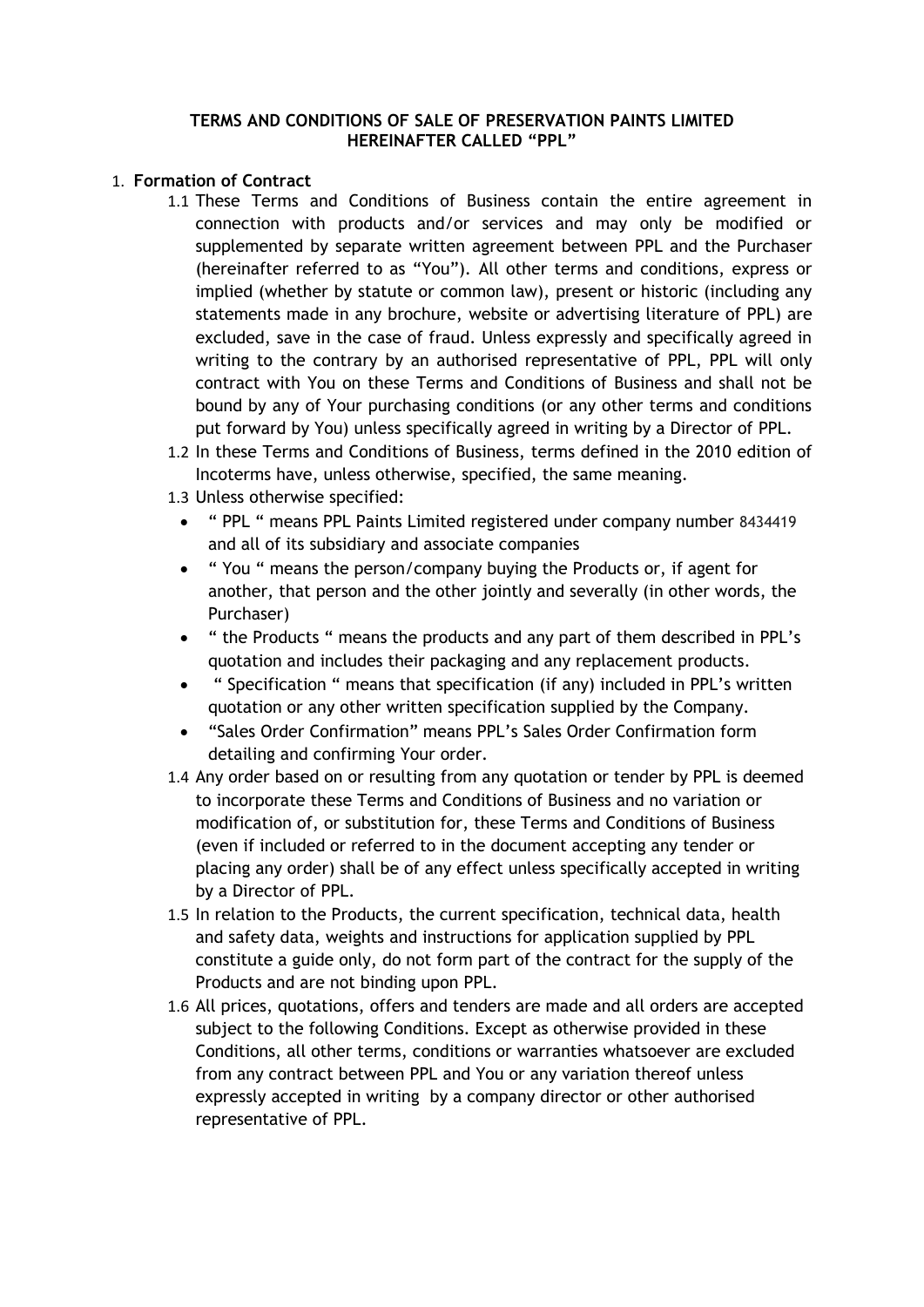# TERMS AND CONDITIONS OF SALE OF PRESERVATION PAINTS LIMITED HEREINAFTER CALLED "PPL"

1. **Formation of Contract**

   1.1 These Terms and Conditions of Business contain the entire agreement in connection with products and/or services and may only be modified or supplemented by separate written agreement between PPL and the Purchaser (hereinafter referred to as "You"). All other terms and conditions, express or implied (whether by statute or common law), present or historic (including any statements made in any brochure, website or advertising literature of PPL) are excluded, save in the case of fraud. Unless expressly and specifically agreed in writing to the contrary by an authorised representative of PPL, PPL will only contract with You on these Terms and Conditions of Business and shall not be bound by any of Your purchasing conditions (or any other terms and conditions put forward by You) unless specifically agreed in writing by a Director of PPL.

   1.2 In these Terms and Conditions of Business, terms defined in the 2010 edition of Incoterms have, unless otherwise, specified, the same meaning.

   1.3 Unless otherwise specified:

   - " PPL " means PPL Paints Limited registered under company number 8434419 and all of its subsidiary and associate companies
   - " You " means the person/company buying the Products or, if agent for another, that person and the other jointly and severally (in other words, the Purchaser)
   - " the Products " means the products and any part of them described in PPL's quotation and includes their packaging and any replacement products.
   - " Specification " means that specification (if any) included in PPL's written quotation or any other written specification supplied by the Company.
   - "Sales Order Confirmation" means PPL's Sales Order Confirmation form detailing and confirming Your order.

   1.4 Any order based on or resulting from any quotation or tender by PPL is deemed to incorporate these Terms and Conditions of Business and no variation or modification of, or substitution for, these Terms and Conditions of Business (even if included or referred to in the document accepting any tender or placing any order) shall be of any effect unless specifically accepted in writing by a Director of PPL.

   1.5 In relation to the Products, the current specification, technical data, health and safety data, weights and instructions for application supplied by PPL constitute a guide only, do not form part of the contract for the supply of the Products and are not binding upon PPL.

   1.6 All prices, quotations, offers and tenders are made and all orders are accepted subject to the following Conditions. Except as otherwise provided in these Conditions, all other terms, conditions or warranties whatsoever are excluded from any contract between PPL and You or any variation thereof unless expressly accepted in writing by a company director or other authorised representative of PPL.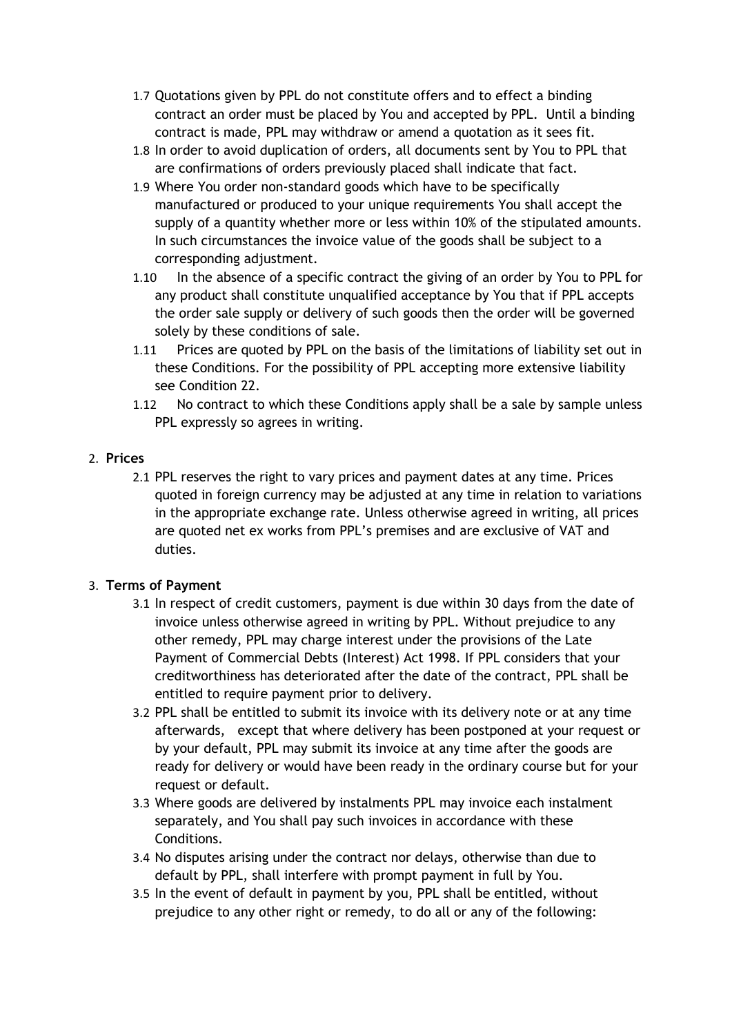1.7 Quotations given by PPL do not constitute offers and to effect a binding contract an order must be placed by You and accepted by PPL. Until a binding contract is made, PPL may withdraw or amend a quotation as it sees fit.

1.8 In order to avoid duplication of orders, all documents sent by You to PPL that are confirmations of orders previously placed shall indicate that fact.

1.9 Where You order non-standard goods which have to be specifically manufactured or produced to your unique requirements You shall accept the supply of a quantity whether more or less within 10% of the stipulated amounts. In such circumstances the invoice value of the goods shall be subject to a corresponding adjustment.

1.10 In the absence of a specific contract the giving of an order by You to PPL for any product shall constitute unqualified acceptance by You that if PPL accepts the order sale supply or delivery of such goods then the order will be governed solely by these conditions of sale.

1.11 Prices are quoted by PPL on the basis of the limitations of liability set out in these Conditions. For the possibility of PPL accepting more extensive liability see Condition 22.

1.12 No contract to which these Conditions apply shall be a sale by sample unless PPL expressly so agrees in writing.

2. **Prices**

2.1 PPL reserves the right to vary prices and payment dates at any time. Prices quoted in foreign currency may be adjusted at any time in relation to variations in the appropriate exchange rate. Unless otherwise agreed in writing, all prices are quoted net ex works from PPL's premises and are exclusive of VAT and duties.

3. **Terms of Payment**

3.1 In respect of credit customers, payment is due within 30 days from the date of invoice unless otherwise agreed in writing by PPL. Without prejudice to any other remedy, PPL may charge interest under the provisions of the Late Payment of Commercial Debts (Interest) Act 1998. If PPL considers that your creditworthiness has deteriorated after the date of the contract, PPL shall be entitled to require payment prior to delivery.

3.2 PPL shall be entitled to submit its invoice with its delivery note or at any time afterwards, except that where delivery has been postponed at your request or by your default, PPL may submit its invoice at any time after the goods are ready for delivery or would have been ready in the ordinary course but for your request or default.

3.3 Where goods are delivered by instalments PPL may invoice each instalment separately, and You shall pay such invoices in accordance with these Conditions.

3.4 No disputes arising under the contract nor delays, otherwise than due to default by PPL, shall interfere with prompt payment in full by You.

3.5 In the event of default in payment by you, PPL shall be entitled, without prejudice to any other right or remedy, to do all or any of the following: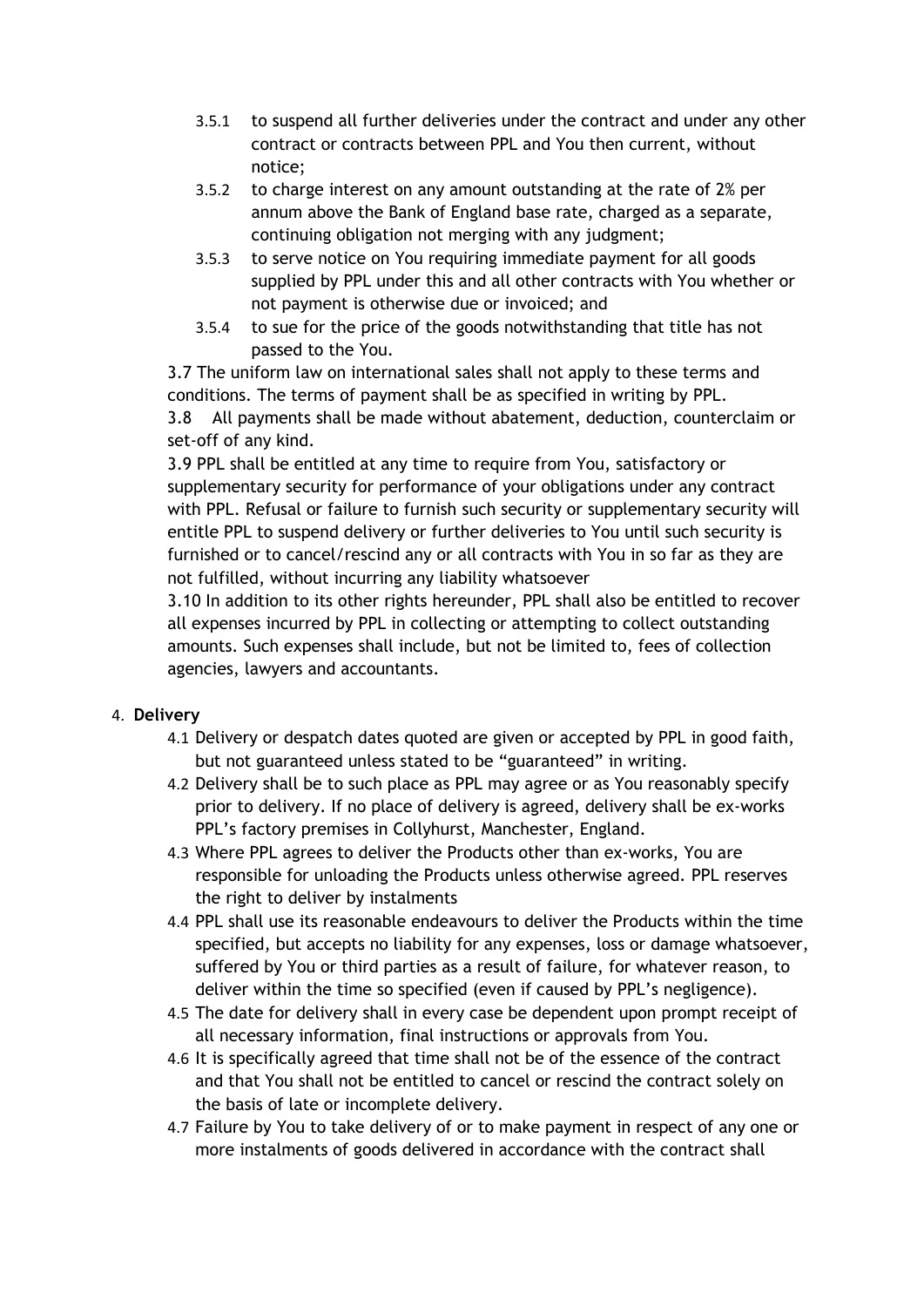- 3.5.1 to suspend all further deliveries under the contract and under any other contract or contracts between PPL and You then current, without notice;
- 3.5.2 to charge interest on any amount outstanding at the rate of 2% per annum above the Bank of England base rate, charged as a separate, continuing obligation not merging with any judgment;
- 3.5.3 to serve notice on You requiring immediate payment for all goods supplied by PPL under this and all other contracts with You whether or not payment is otherwise due or invoiced; and
- 3.5.4 to sue for the price of the goods notwithstanding that title has not passed to the You.

3.7 The uniform law on international sales shall not apply to these terms and conditions. The terms of payment shall be as specified in writing by PPL.

3.8 All payments shall be made without abatement, deduction, counterclaim or set-off of any kind.

3.9 PPL shall be entitled at any time to require from You, satisfactory or supplementary security for performance of your obligations under any contract with PPL. Refusal or failure to furnish such security or supplementary security will entitle PPL to suspend delivery or further deliveries to You until such security is furnished or to cancel/rescind any or all contracts with You in so far as they are not fulfilled, without incurring any liability whatsoever

3.10 In addition to its other rights hereunder, PPL shall also be entitled to recover all expenses incurred by PPL in collecting or attempting to collect outstanding amounts. Such expenses shall include, but not be limited to, fees of collection agencies, lawyers and accountants.

4. **Delivery**
   - 4.1 Delivery or despatch dates quoted are given or accepted by PPL in good faith, but not guaranteed unless stated to be "guaranteed" in writing.
   - 4.2 Delivery shall be to such place as PPL may agree or as You reasonably specify prior to delivery. If no place of delivery is agreed, delivery shall be ex-works PPL's factory premises in Collyhurst, Manchester, England.
   - 4.3 Where PPL agrees to deliver the Products other than ex-works, You are responsible for unloading the Products unless otherwise agreed. PPL reserves the right to deliver by instalments
   - 4.4 PPL shall use its reasonable endeavours to deliver the Products within the time specified, but accepts no liability for any expenses, loss or damage whatsoever, suffered by You or third parties as a result of failure, for whatever reason, to deliver within the time so specified (even if caused by PPL's negligence).
   - 4.5 The date for delivery shall in every case be dependent upon prompt receipt of all necessary information, final instructions or approvals from You.
   - 4.6 It is specifically agreed that time shall not be of the essence of the contract and that You shall not be entitled to cancel or rescind the contract solely on the basis of late or incomplete delivery.
   - 4.7 Failure by You to take delivery of or to make payment in respect of any one or more instalments of goods delivered in accordance with the contract shall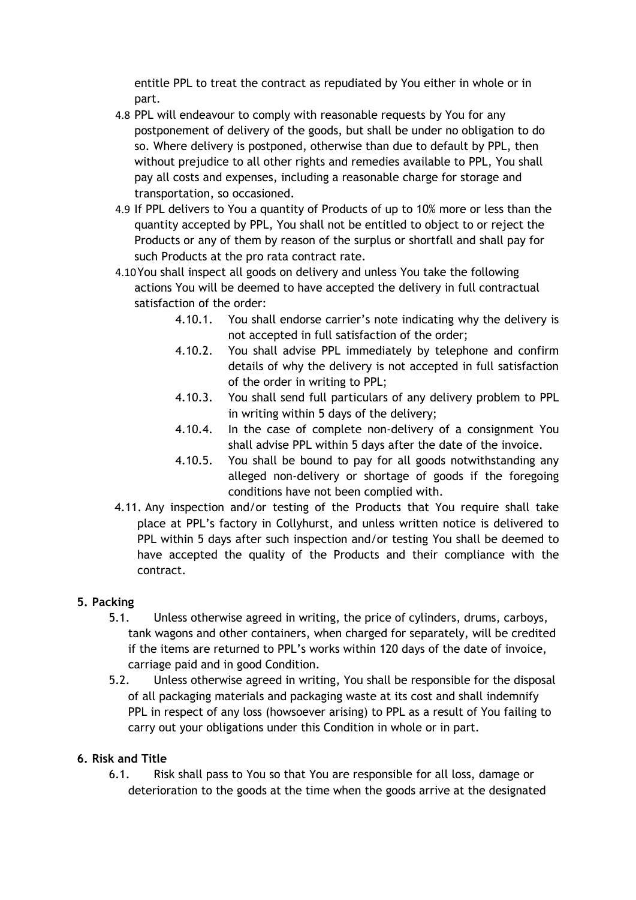entitle PPL to treat the contract as repudiated by You either in whole or in part.

4.8 PPL will endeavour to comply with reasonable requests by You for any postponement of delivery of the goods, but shall be under no obligation to do so. Where delivery is postponed, otherwise than due to default by PPL, then without prejudice to all other rights and remedies available to PPL, You shall pay all costs and expenses, including a reasonable charge for storage and transportation, so occasioned.

4.9 If PPL delivers to You a quantity of Products of up to 10% more or less than the quantity accepted by PPL, You shall not be entitled to object to or reject the Products or any of them by reason of the surplus or shortfall and shall pay for such Products at the pro rata contract rate.

4.10 You shall inspect all goods on delivery and unless You take the following actions You will be deemed to have accepted the delivery in full contractual satisfaction of the order:

- 4.10.1. You shall endorse carrier's note indicating why the delivery is not accepted in full satisfaction of the order;
- 4.10.2. You shall advise PPL immediately by telephone and confirm details of why the delivery is not accepted in full satisfaction of the order in writing to PPL;
- 4.10.3. You shall send full particulars of any delivery problem to PPL in writing within 5 days of the delivery;
- 4.10.4. In the case of complete non-delivery of a consignment You shall advise PPL within 5 days after the date of the invoice.
- 4.10.5. You shall be bound to pay for all goods notwithstanding any alleged non-delivery or shortage of goods if the foregoing conditions have not been complied with.

4.11. Any inspection and/or testing of the Products that You require shall take place at PPL's factory in Collyhurst, and unless written notice is delivered to PPL within 5 days after such inspection and/or testing You shall be deemed to have accepted the quality of the Products and their compliance with the contract.

## 5. Packing

5.1. Unless otherwise agreed in writing, the price of cylinders, drums, carboys, tank wagons and other containers, when charged for separately, will be credited if the items are returned to PPL's works within 120 days of the date of invoice, carriage paid and in good Condition.

5.2. Unless otherwise agreed in writing, You shall be responsible for the disposal of all packaging materials and packaging waste at its cost and shall indemnify PPL in respect of any loss (howsoever arising) to PPL as a result of You failing to carry out your obligations under this Condition in whole or in part.

## 6. Risk and Title

6.1. Risk shall pass to You so that You are responsible for all loss, damage or deterioration to the goods at the time when the goods arrive at the designated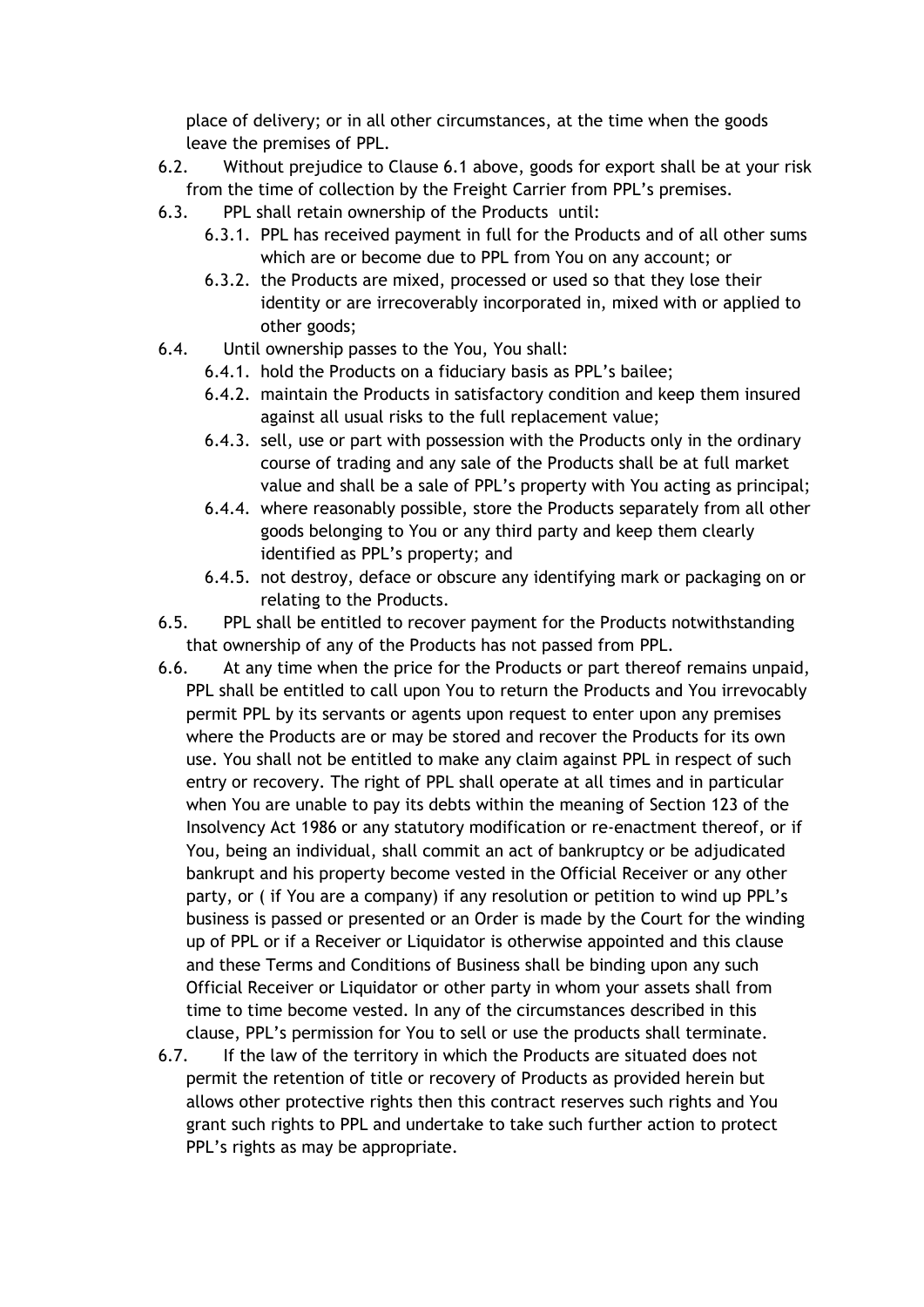place of delivery; or in all other circumstances, at the time when the goods leave the premises of PPL.

6.2. Without prejudice to Clause 6.1 above, goods for export shall be at your risk from the time of collection by the Freight Carrier from PPL's premises.

6.3. PPL shall retain ownership of the Products until:

  6.3.1. PPL has received payment in full for the Products and of all other sums which are or become due to PPL from You on any account; or

  6.3.2. the Products are mixed, processed or used so that they lose their identity or are irrecoverably incorporated in, mixed with or applied to other goods;

6.4. Until ownership passes to the You, You shall:

  6.4.1. hold the Products on a fiduciary basis as PPL's bailee;

  6.4.2. maintain the Products in satisfactory condition and keep them insured against all usual risks to the full replacement value;

  6.4.3. sell, use or part with possession with the Products only in the ordinary course of trading and any sale of the Products shall be at full market value and shall be a sale of PPL's property with You acting as principal;

  6.4.4. where reasonably possible, store the Products separately from all other goods belonging to You or any third party and keep them clearly identified as PPL's property; and

  6.4.5. not destroy, deface or obscure any identifying mark or packaging on or relating to the Products.

6.5. PPL shall be entitled to recover payment for the Products notwithstanding that ownership of any of the Products has not passed from PPL.

6.6. At any time when the price for the Products or part thereof remains unpaid, PPL shall be entitled to call upon You to return the Products and You irrevocably permit PPL by its servants or agents upon request to enter upon any premises where the Products are or may be stored and recover the Products for its own use. You shall not be entitled to make any claim against PPL in respect of such entry or recovery. The right of PPL shall operate at all times and in particular when You are unable to pay its debts within the meaning of Section 123 of the Insolvency Act 1986 or any statutory modification or re-enactment thereof, or if You, being an individual, shall commit an act of bankruptcy or be adjudicated bankrupt and his property become vested in the Official Receiver or any other party, or ( if You are a company) if any resolution or petition to wind up PPL's business is passed or presented or an Order is made by the Court for the winding up of PPL or if a Receiver or Liquidator is otherwise appointed and this clause and these Terms and Conditions of Business shall be binding upon any such Official Receiver or Liquidator or other party in whom your assets shall from time to time become vested. In any of the circumstances described in this clause, PPL's permission for You to sell or use the products shall terminate.

6.7. If the law of the territory in which the Products are situated does not permit the retention of title or recovery of Products as provided herein but allows other protective rights then this contract reserves such rights and You grant such rights to PPL and undertake to take such further action to protect PPL's rights as may be appropriate.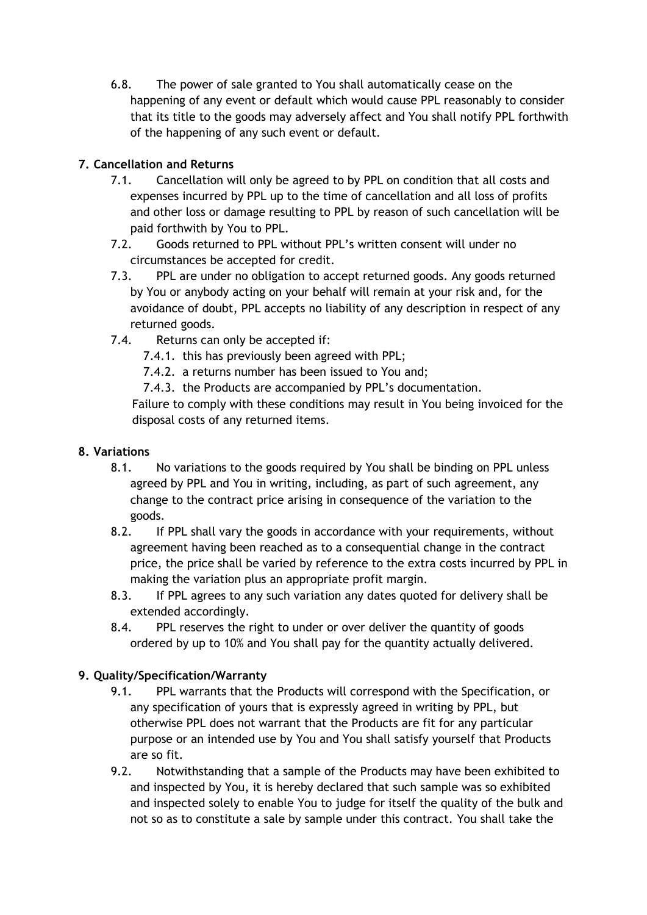6.8. The power of sale granted to You shall automatically cease on the happening of any event or default which would cause PPL reasonably to consider that its title to the goods may adversely affect and You shall notify PPL forthwith of the happening of any such event or default.

**7. Cancellation and Returns**

7.1. Cancellation will only be agreed to by PPL on condition that all costs and expenses incurred by PPL up to the time of cancellation and all loss of profits and other loss or damage resulting to PPL by reason of such cancellation will be paid forthwith by You to PPL.

7.2. Goods returned to PPL without PPL's written consent will under no circumstances be accepted for credit.

7.3. PPL are under no obligation to accept returned goods. Any goods returned by You or anybody acting on your behalf will remain at your risk and, for the avoidance of doubt, PPL accepts no liability of any description in respect of any returned goods.

7.4. Returns can only be accepted if:

7.4.1. this has previously been agreed with PPL;

7.4.2. a returns number has been issued to You and;

7.4.3. the Products are accompanied by PPL's documentation.

Failure to comply with these conditions may result in You being invoiced for the disposal costs of any returned items.

**8. Variations**

8.1. No variations to the goods required by You shall be binding on PPL unless agreed by PPL and You in writing, including, as part of such agreement, any change to the contract price arising in consequence of the variation to the goods.

8.2. If PPL shall vary the goods in accordance with your requirements, without agreement having been reached as to a consequential change in the contract price, the price shall be varied by reference to the extra costs incurred by PPL in making the variation plus an appropriate profit margin.

8.3. If PPL agrees to any such variation any dates quoted for delivery shall be extended accordingly.

8.4. PPL reserves the right to under or over deliver the quantity of goods ordered by up to 10% and You shall pay for the quantity actually delivered.

**9. Quality/Specification/Warranty**

9.1. PPL warrants that the Products will correspond with the Specification, or any specification of yours that is expressly agreed in writing by PPL, but otherwise PPL does not warrant that the Products are fit for any particular purpose or an intended use by You and You shall satisfy yourself that Products are so fit.

9.2. Notwithstanding that a sample of the Products may have been exhibited to and inspected by You, it is hereby declared that such sample was so exhibited and inspected solely to enable You to judge for itself the quality of the bulk and not so as to constitute a sale by sample under this contract. You shall take the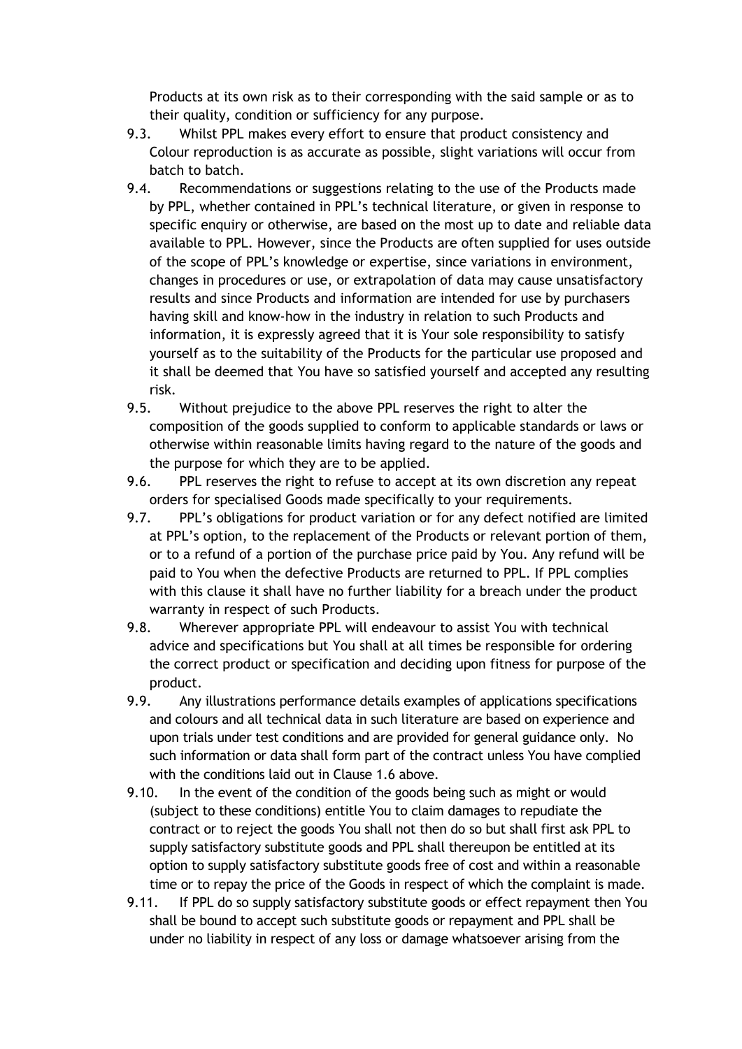Products at its own risk as to their corresponding with the said sample or as to their quality, condition or sufficiency for any purpose.

9.3. Whilst PPL makes every effort to ensure that product consistency and Colour reproduction is as accurate as possible, slight variations will occur from batch to batch.

9.4. Recommendations or suggestions relating to the use of the Products made by PPL, whether contained in PPL's technical literature, or given in response to specific enquiry or otherwise, are based on the most up to date and reliable data available to PPL. However, since the Products are often supplied for uses outside of the scope of PPL's knowledge or expertise, since variations in environment, changes in procedures or use, or extrapolation of data may cause unsatisfactory results and since Products and information are intended for use by purchasers having skill and know-how in the industry in relation to such Products and information, it is expressly agreed that it is Your sole responsibility to satisfy yourself as to the suitability of the Products for the particular use proposed and it shall be deemed that You have so satisfied yourself and accepted any resulting risk.

9.5. Without prejudice to the above PPL reserves the right to alter the composition of the goods supplied to conform to applicable standards or laws or otherwise within reasonable limits having regard to the nature of the goods and the purpose for which they are to be applied.

9.6. PPL reserves the right to refuse to accept at its own discretion any repeat orders for specialised Goods made specifically to your requirements.

9.7. PPL's obligations for product variation or for any defect notified are limited at PPL's option, to the replacement of the Products or relevant portion of them, or to a refund of a portion of the purchase price paid by You. Any refund will be paid to You when the defective Products are returned to PPL. If PPL complies with this clause it shall have no further liability for a breach under the product warranty in respect of such Products.

9.8. Wherever appropriate PPL will endeavour to assist You with technical advice and specifications but You shall at all times be responsible for ordering the correct product or specification and deciding upon fitness for purpose of the product.

9.9. Any illustrations performance details examples of applications specifications and colours and all technical data in such literature are based on experience and upon trials under test conditions and are provided for general guidance only. No such information or data shall form part of the contract unless You have complied with the conditions laid out in Clause 1.6 above.

9.10. In the event of the condition of the goods being such as might or would (subject to these conditions) entitle You to claim damages to repudiate the contract or to reject the goods You shall not then do so but shall first ask PPL to supply satisfactory substitute goods and PPL shall thereupon be entitled at its option to supply satisfactory substitute goods free of cost and within a reasonable time or to repay the price of the Goods in respect of which the complaint is made.

9.11. If PPL do so supply satisfactory substitute goods or effect repayment then You shall be bound to accept such substitute goods or repayment and PPL shall be under no liability in respect of any loss or damage whatsoever arising from the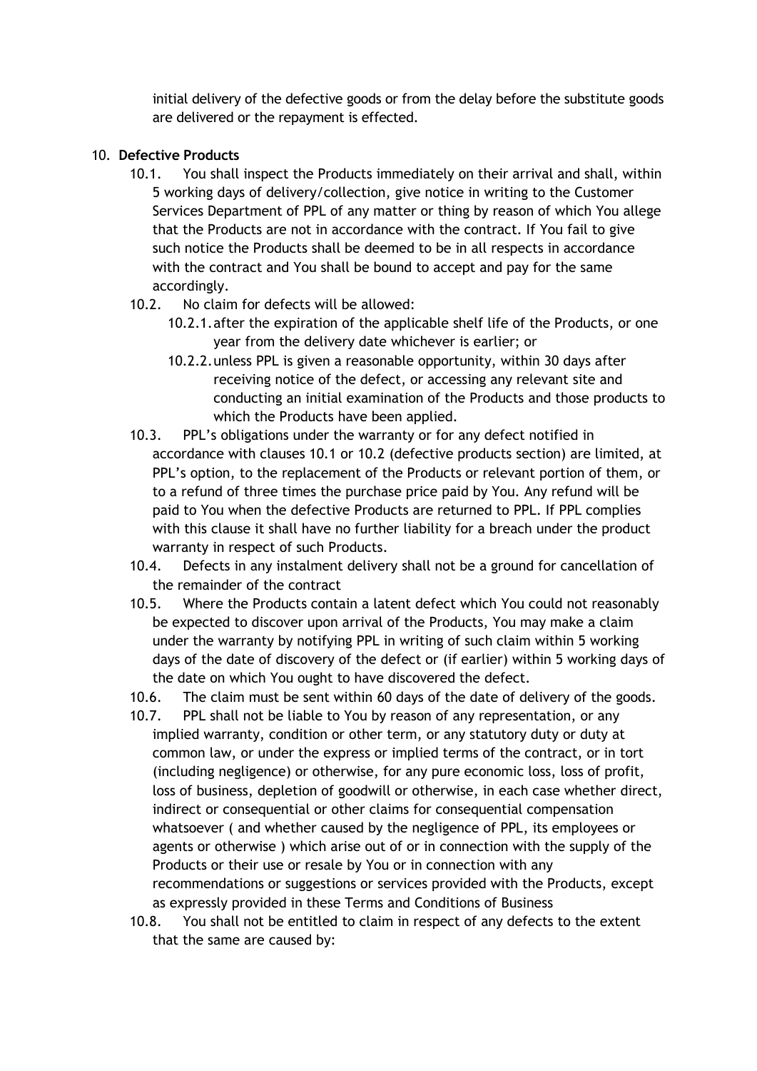initial delivery of the defective goods or from the delay before the substitute goods are delivered or the repayment is effected.

10. **Defective Products**
    10.1. You shall inspect the Products immediately on their arrival and shall, within 5 working days of delivery/collection, give notice in writing to the Customer Services Department of PPL of any matter or thing by reason of which You allege that the Products are not in accordance with the contract. If You fail to give such notice the Products shall be deemed to be in all respects in accordance with the contract and You shall be bound to accept and pay for the same accordingly.
    10.2. No claim for defects will be allowed:
        10.2.1. after the expiration of the applicable shelf life of the Products, or one year from the delivery date whichever is earlier; or
        10.2.2. unless PPL is given a reasonable opportunity, within 30 days after receiving notice of the defect, or accessing any relevant site and conducting an initial examination of the Products and those products to which the Products have been applied.
    10.3. PPL's obligations under the warranty or for any defect notified in accordance with clauses 10.1 or 10.2 (defective products section) are limited, at PPL's option, to the replacement of the Products or relevant portion of them, or to a refund of three times the purchase price paid by You. Any refund will be paid to You when the defective Products are returned to PPL. If PPL complies with this clause it shall have no further liability for a breach under the product warranty in respect of such Products.
    10.4. Defects in any instalment delivery shall not be a ground for cancellation of the remainder of the contract
    10.5. Where the Products contain a latent defect which You could not reasonably be expected to discover upon arrival of the Products, You may make a claim under the warranty by notifying PPL in writing of such claim within 5 working days of the date of discovery of the defect or (if earlier) within 5 working days of the date on which You ought to have discovered the defect.
    10.6. The claim must be sent within 60 days of the date of delivery of the goods.
    10.7. PPL shall not be liable to You by reason of any representation, or any implied warranty, condition or other term, or any statutory duty or duty at common law, or under the express or implied terms of the contract, or in tort (including negligence) or otherwise, for any pure economic loss, loss of profit, loss of business, depletion of goodwill or otherwise, in each case whether direct, indirect or consequential or other claims for consequential compensation whatsoever ( and whether caused by the negligence of PPL, its employees or agents or otherwise ) which arise out of or in connection with the supply of the Products or their use or resale by You or in connection with any recommendations or suggestions or services provided with the Products, except as expressly provided in these Terms and Conditions of Business
    10.8. You shall not be entitled to claim in respect of any defects to the extent that the same are caused by: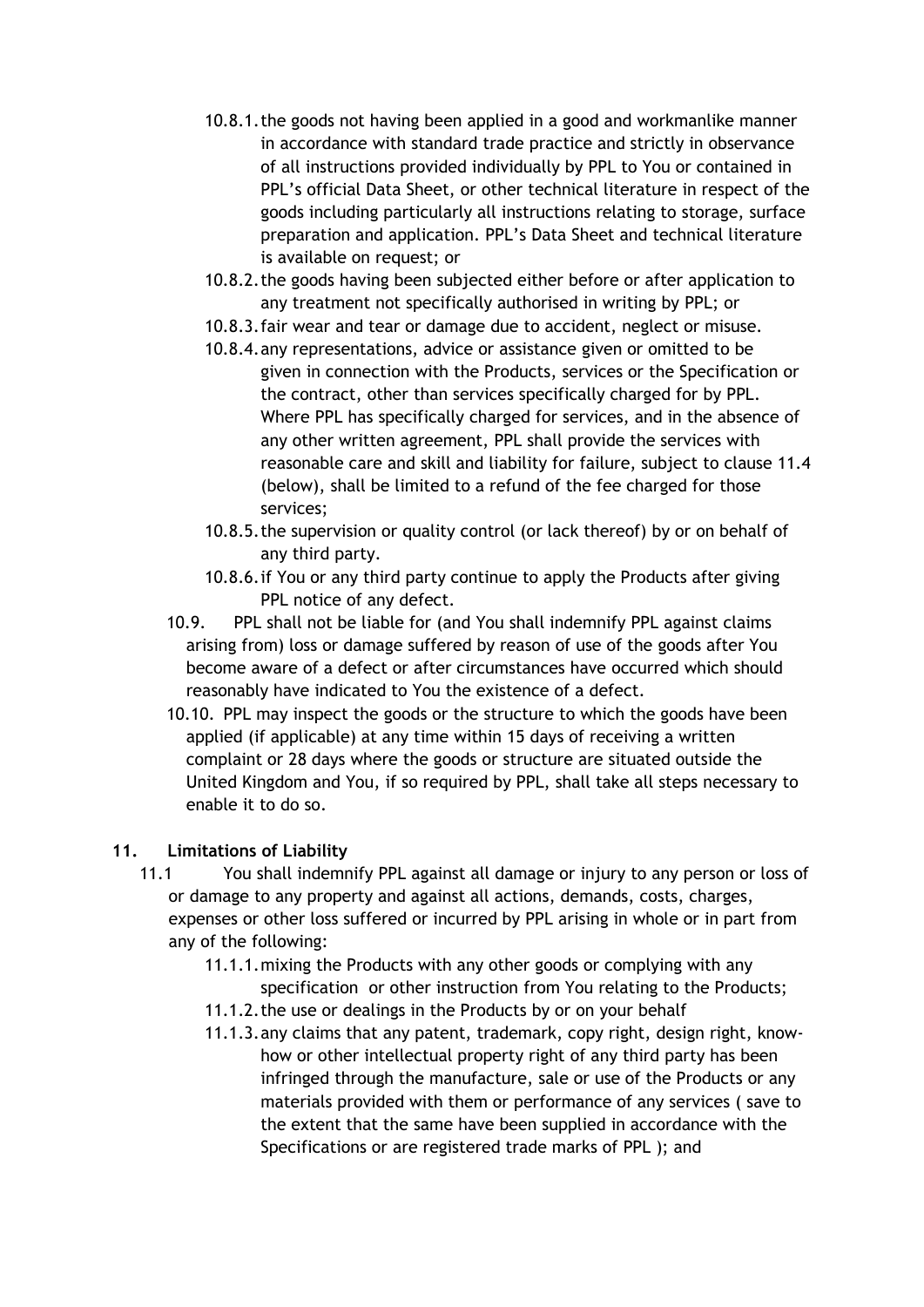10.8.1. the goods not having been applied in a good and workmanlike manner in accordance with standard trade practice and strictly in observance of all instructions provided individually by PPL to You or contained in PPL's official Data Sheet, or other technical literature in respect of the goods including particularly all instructions relating to storage, surface preparation and application. PPL's Data Sheet and technical literature is available on request; or

10.8.2. the goods having been subjected either before or after application to any treatment not specifically authorised in writing by PPL; or

10.8.3. fair wear and tear or damage due to accident, neglect or misuse.

10.8.4. any representations, advice or assistance given or omitted to be given in connection with the Products, services or the Specification or the contract, other than services specifically charged for by PPL. Where PPL has specifically charged for services, and in the absence of any other written agreement, PPL shall provide the services with reasonable care and skill and liability for failure, subject to clause 11.4 (below), shall be limited to a refund of the fee charged for those services;

10.8.5. the supervision or quality control (or lack thereof) by or on behalf of any third party.

10.8.6. if You or any third party continue to apply the Products after giving PPL notice of any defect.

10.9. PPL shall not be liable for (and You shall indemnify PPL against claims arising from) loss or damage suffered by reason of use of the goods after You become aware of a defect or after circumstances have occurred which should reasonably have indicated to You the existence of a defect.

10.10. PPL may inspect the goods or the structure to which the goods have been applied (if applicable) at any time within 15 days of receiving a written complaint or 28 days where the goods or structure are situated outside the United Kingdom and You, if so required by PPL, shall take all steps necessary to enable it to do so.

## 11. Limitations of Liability

11.1 You shall indemnify PPL against all damage or injury to any person or loss of or damage to any property and against all actions, demands, costs, charges, expenses or other loss suffered or incurred by PPL arising in whole or in part from any of the following:

11.1.1. mixing the Products with any other goods or complying with any specification or other instruction from You relating to the Products;

11.1.2. the use or dealings in the Products by or on your behalf

11.1.3. any claims that any patent, trademark, copy right, design right, know-how or other intellectual property right of any third party has been infringed through the manufacture, sale or use of the Products or any materials provided with them or performance of any services ( save to the extent that the same have been supplied in accordance with the Specifications or are registered trade marks of PPL ); and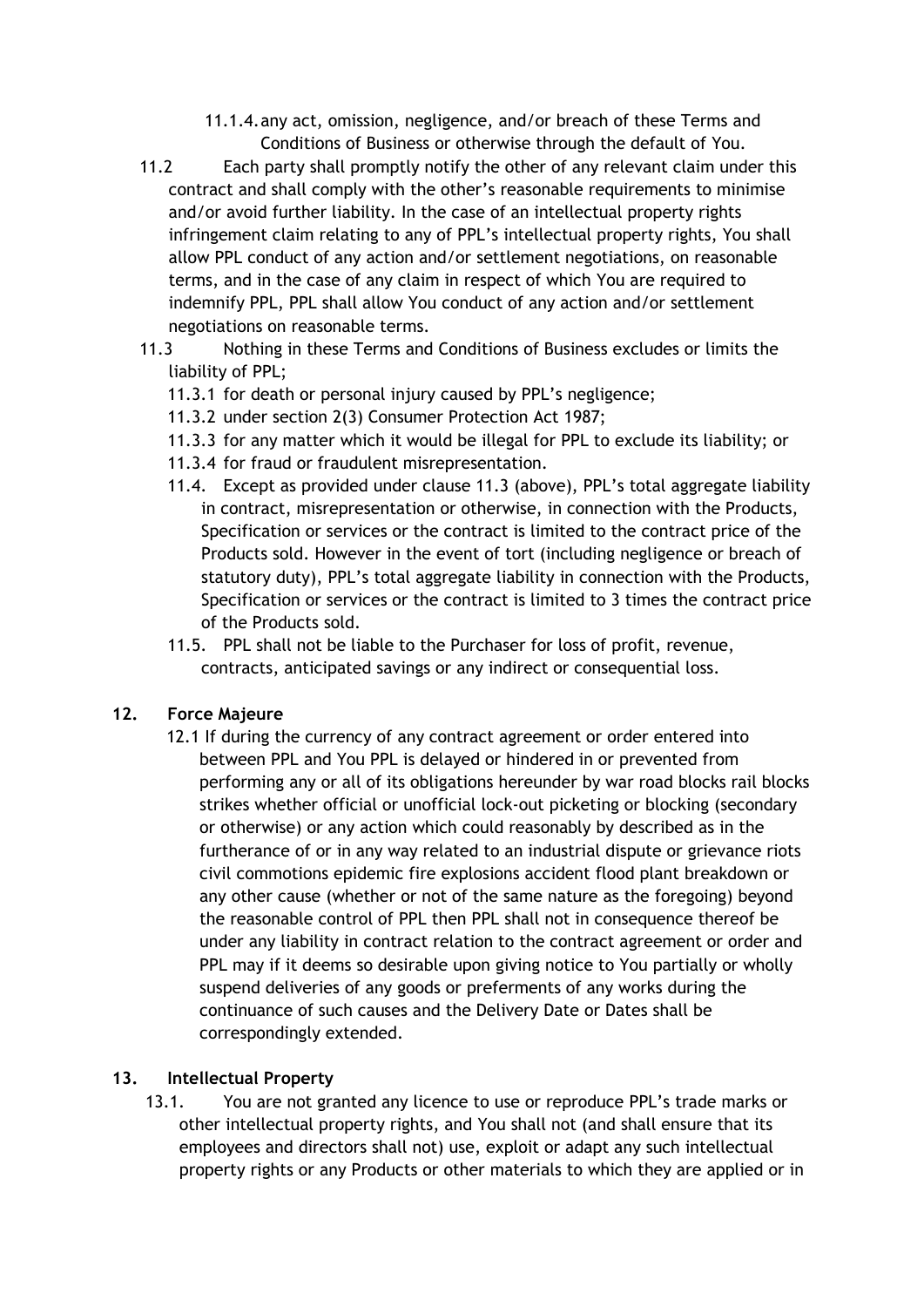11.1.4. any act, omission, negligence, and/or breach of these Terms and Conditions of Business or otherwise through the default of You.

11.2 Each party shall promptly notify the other of any relevant claim under this contract and shall comply with the other's reasonable requirements to minimise and/or avoid further liability. In the case of an intellectual property rights infringement claim relating to any of PPL's intellectual property rights, You shall allow PPL conduct of any action and/or settlement negotiations, on reasonable terms, and in the case of any claim in respect of which You are required to indemnify PPL, PPL shall allow You conduct of any action and/or settlement negotiations on reasonable terms.

11.3 Nothing in these Terms and Conditions of Business excludes or limits the liability of PPL;

11.3.1 for death or personal injury caused by PPL's negligence;

11.3.2 under section 2(3) Consumer Protection Act 1987;

11.3.3 for any matter which it would be illegal for PPL to exclude its liability; or

11.3.4 for fraud or fraudulent misrepresentation.

11.4. Except as provided under clause 11.3 (above), PPL's total aggregate liability in contract, misrepresentation or otherwise, in connection with the Products, Specification or services or the contract is limited to the contract price of the Products sold. However in the event of tort (including negligence or breach of statutory duty), PPL's total aggregate liability in connection with the Products, Specification or services or the contract is limited to 3 times the contract price of the Products sold.

11.5. PPL shall not be liable to the Purchaser for loss of profit, revenue, contracts, anticipated savings or any indirect or consequential loss.

## 12. Force Majeure

12.1 If during the currency of any contract agreement or order entered into between PPL and You PPL is delayed or hindered in or prevented from performing any or all of its obligations hereunder by war road blocks rail blocks strikes whether official or unofficial lock-out picketing or blocking (secondary or otherwise) or any action which could reasonably by described as in the furtherance of or in any way related to an industrial dispute or grievance riots civil commotions epidemic fire explosions accident flood plant breakdown or any other cause (whether or not of the same nature as the foregoing) beyond the reasonable control of PPL then PPL shall not in consequence thereof be under any liability in contract relation to the contract agreement or order and PPL may if it deems so desirable upon giving notice to You partially or wholly suspend deliveries of any goods or preferments of any works during the continuance of such causes and the Delivery Date or Dates shall be correspondingly extended.

## 13. Intellectual Property

13.1. You are not granted any licence to use or reproduce PPL's trade marks or other intellectual property rights, and You shall not (and shall ensure that its employees and directors shall not) use, exploit or adapt any such intellectual property rights or any Products or other materials to which they are applied or in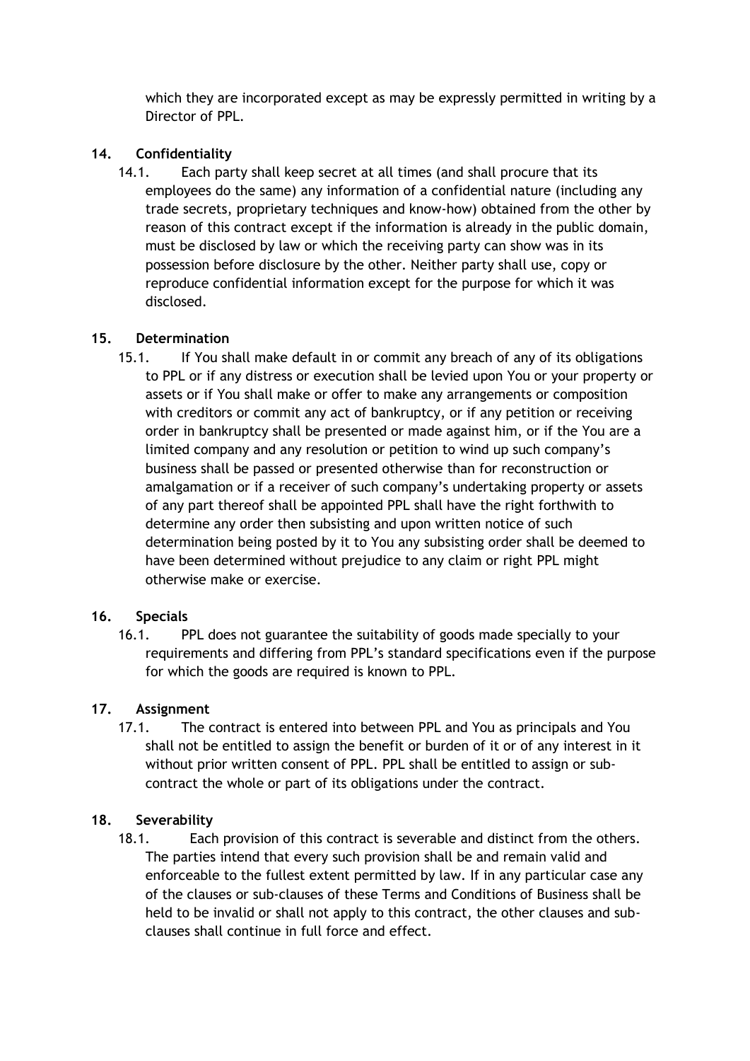which they are incorporated except as may be expressly permitted in writing by a Director of PPL.

## 14. Confidentiality

14.1. Each party shall keep secret at all times (and shall procure that its employees do the same) any information of a confidential nature (including any trade secrets, proprietary techniques and know-how) obtained from the other by reason of this contract except if the information is already in the public domain, must be disclosed by law or which the receiving party can show was in its possession before disclosure by the other. Neither party shall use, copy or reproduce confidential information except for the purpose for which it was disclosed.

## 15. Determination

15.1. If You shall make default in or commit any breach of any of its obligations to PPL or if any distress or execution shall be levied upon You or your property or assets or if You shall make or offer to make any arrangements or composition with creditors or commit any act of bankruptcy, or if any petition or receiving order in bankruptcy shall be presented or made against him, or if the You are a limited company and any resolution or petition to wind up such company's business shall be passed or presented otherwise than for reconstruction or amalgamation or if a receiver of such company's undertaking property or assets of any part thereof shall be appointed PPL shall have the right forthwith to determine any order then subsisting and upon written notice of such determination being posted by it to You any subsisting order shall be deemed to have been determined without prejudice to any claim or right PPL might otherwise make or exercise.

## 16. Specials

16.1. PPL does not guarantee the suitability of goods made specially to your requirements and differing from PPL's standard specifications even if the purpose for which the goods are required is known to PPL.

## 17. Assignment

17.1. The contract is entered into between PPL and You as principals and You shall not be entitled to assign the benefit or burden of it or of any interest in it without prior written consent of PPL. PPL shall be entitled to assign or sub-contract the whole or part of its obligations under the contract.

## 18. Severability

18.1. Each provision of this contract is severable and distinct from the others. The parties intend that every such provision shall be and remain valid and enforceable to the fullest extent permitted by law. If in any particular case any of the clauses or sub-clauses of these Terms and Conditions of Business shall be held to be invalid or shall not apply to this contract, the other clauses and sub-clauses shall continue in full force and effect.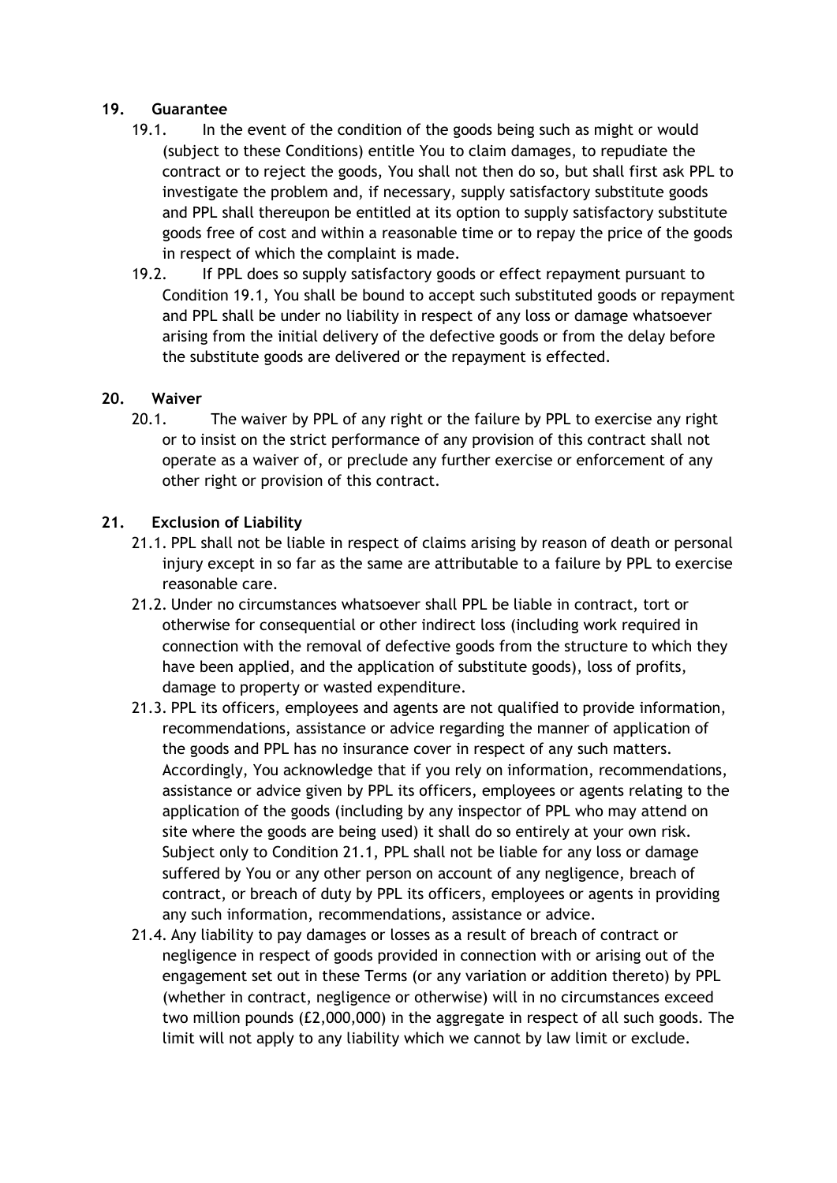## 19. Guarantee

19.1. In the event of the condition of the goods being such as might or would (subject to these Conditions) entitle You to claim damages, to repudiate the contract or to reject the goods, You shall not then do so, but shall first ask PPL to investigate the problem and, if necessary, supply satisfactory substitute goods and PPL shall thereupon be entitled at its option to supply satisfactory substitute goods free of cost and within a reasonable time or to repay the price of the goods in respect of which the complaint is made.

19.2. If PPL does so supply satisfactory goods or effect repayment pursuant to Condition 19.1, You shall be bound to accept such substituted goods or repayment and PPL shall be under no liability in respect of any loss or damage whatsoever arising from the initial delivery of the defective goods or from the delay before the substitute goods are delivered or the repayment is effected.

## 20. Waiver

20.1. The waiver by PPL of any right or the failure by PPL to exercise any right or to insist on the strict performance of any provision of this contract shall not operate as a waiver of, or preclude any further exercise or enforcement of any other right or provision of this contract.

## 21. Exclusion of Liability

21.1. PPL shall not be liable in respect of claims arising by reason of death or personal injury except in so far as the same are attributable to a failure by PPL to exercise reasonable care.

21.2. Under no circumstances whatsoever shall PPL be liable in contract, tort or otherwise for consequential or other indirect loss (including work required in connection with the removal of defective goods from the structure to which they have been applied, and the application of substitute goods), loss of profits, damage to property or wasted expenditure.

21.3. PPL its officers, employees and agents are not qualified to provide information, recommendations, assistance or advice regarding the manner of application of the goods and PPL has no insurance cover in respect of any such matters. Accordingly, You acknowledge that if you rely on information, recommendations, assistance or advice given by PPL its officers, employees or agents relating to the application of the goods (including by any inspector of PPL who may attend on site where the goods are being used) it shall do so entirely at your own risk. Subject only to Condition 21.1, PPL shall not be liable for any loss or damage suffered by You or any other person on account of any negligence, breach of contract, or breach of duty by PPL its officers, employees or agents in providing any such information, recommendations, assistance or advice.

21.4. Any liability to pay damages or losses as a result of breach of contract or negligence in respect of goods provided in connection with or arising out of the engagement set out in these Terms (or any variation or addition thereto) by PPL (whether in contract, negligence or otherwise) will in no circumstances exceed two million pounds (£2,000,000) in the aggregate in respect of all such goods. The limit will not apply to any liability which we cannot by law limit or exclude.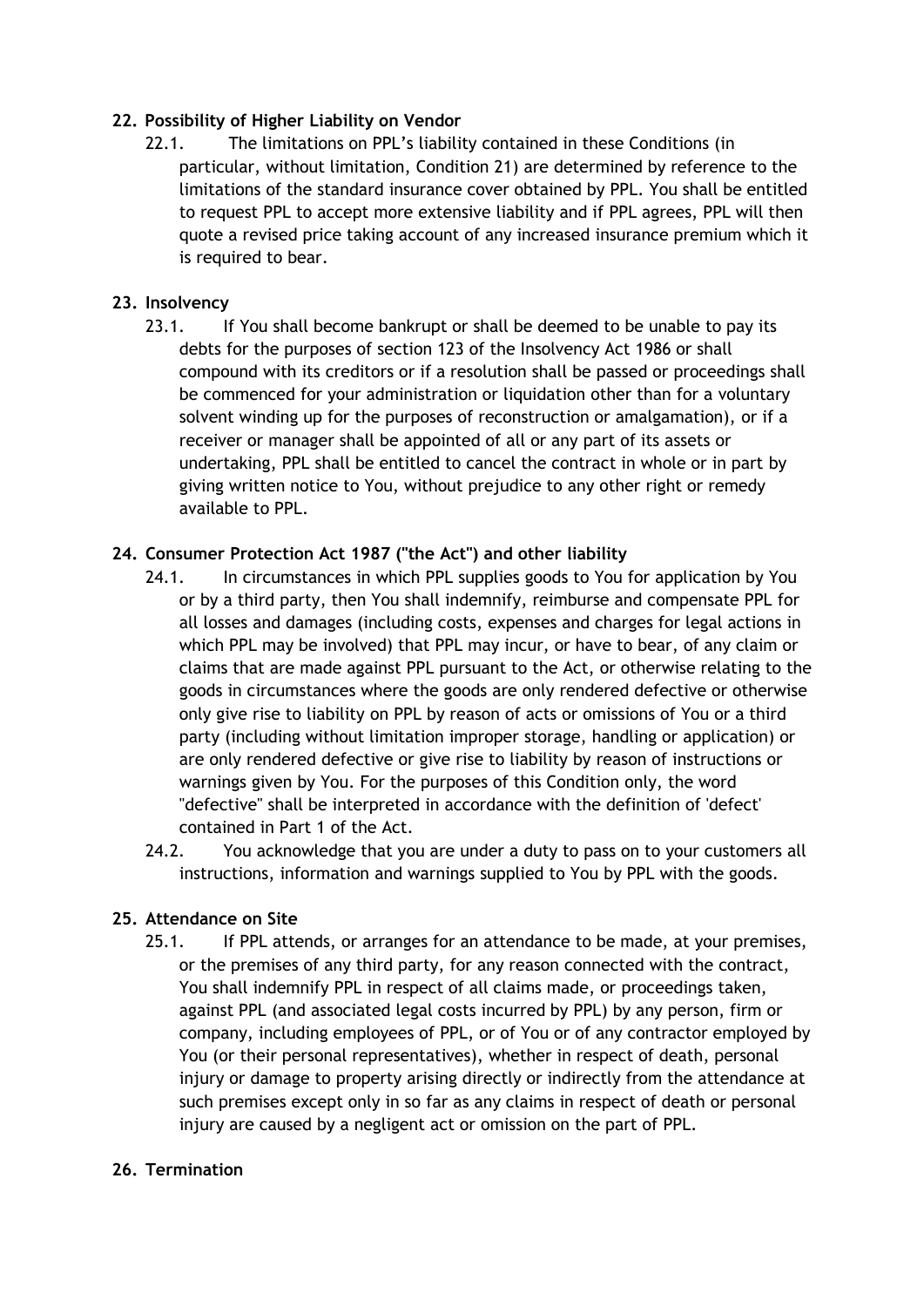**22. Possibility of Higher Liability on Vendor**

22.1. The limitations on PPL's liability contained in these Conditions (in particular, without limitation, Condition 21) are determined by reference to the limitations of the standard insurance cover obtained by PPL. You shall be entitled to request PPL to accept more extensive liability and if PPL agrees, PPL will then quote a revised price taking account of any increased insurance premium which it is required to bear.

**23. Insolvency**

23.1. If You shall become bankrupt or shall be deemed to be unable to pay its debts for the purposes of section 123 of the Insolvency Act 1986 or shall compound with its creditors or if a resolution shall be passed or proceedings shall be commenced for your administration or liquidation other than for a voluntary solvent winding up for the purposes of reconstruction or amalgamation), or if a receiver or manager shall be appointed of all or any part of its assets or undertaking, PPL shall be entitled to cancel the contract in whole or in part by giving written notice to You, without prejudice to any other right or remedy available to PPL.

**24. Consumer Protection Act 1987 ("the Act") and other liability**

24.1. In circumstances in which PPL supplies goods to You for application by You or by a third party, then You shall indemnify, reimburse and compensate PPL for all losses and damages (including costs, expenses and charges for legal actions in which PPL may be involved) that PPL may incur, or have to bear, of any claim or claims that are made against PPL pursuant to the Act, or otherwise relating to the goods in circumstances where the goods are only rendered defective or otherwise only give rise to liability on PPL by reason of acts or omissions of You or a third party (including without limitation improper storage, handling or application) or are only rendered defective or give rise to liability by reason of instructions or warnings given by You. For the purposes of this Condition only, the word "defective" shall be interpreted in accordance with the definition of 'defect' contained in Part 1 of the Act.

24.2. You acknowledge that you are under a duty to pass on to your customers all instructions, information and warnings supplied to You by PPL with the goods.

**25. Attendance on Site**

25.1. If PPL attends, or arranges for an attendance to be made, at your premises, or the premises of any third party, for any reason connected with the contract, You shall indemnify PPL in respect of all claims made, or proceedings taken, against PPL (and associated legal costs incurred by PPL) by any person, firm or company, including employees of PPL, or of You or of any contractor employed by You (or their personal representatives), whether in respect of death, personal injury or damage to property arising directly or indirectly from the attendance at such premises except only in so far as any claims in respect of death or personal injury are caused by a negligent act or omission on the part of PPL.

**26. Termination**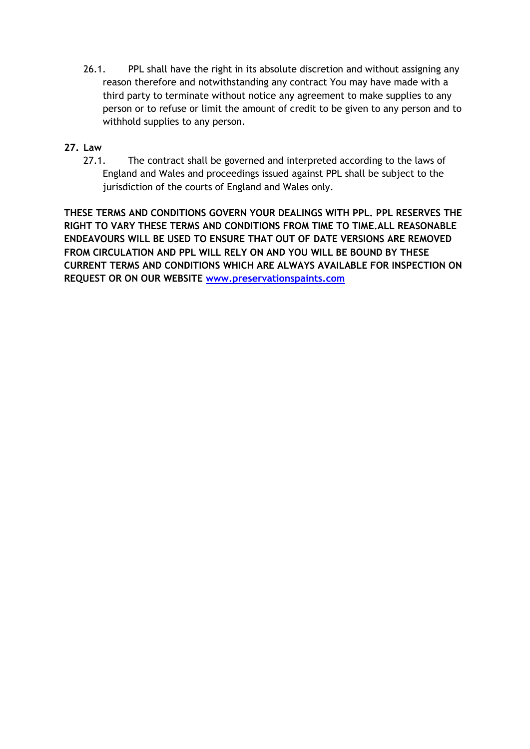26.1. PPL shall have the right in its absolute discretion and without assigning any reason therefore and notwithstanding any contract You may have made with a third party to terminate without notice any agreement to make supplies to any person or to refuse or limit the amount of credit to be given to any person and to withhold supplies to any person.

**27. Law**

27.1. The contract shall be governed and interpreted according to the laws of England and Wales and proceedings issued against PPL shall be subject to the jurisdiction of the courts of England and Wales only.

**THESE TERMS AND CONDITIONS GOVERN YOUR DEALINGS WITH PPL. PPL RESERVES THE RIGHT TO VARY THESE TERMS AND CONDITIONS FROM TIME TO TIME.ALL REASONABLE ENDEAVOURS WILL BE USED TO ENSURE THAT OUT OF DATE VERSIONS ARE REMOVED FROM CIRCULATION AND PPL WILL RELY ON AND YOU WILL BE BOUND BY THESE CURRENT TERMS AND CONDITIONS WHICH ARE ALWAYS AVAILABLE FOR INSPECTION ON REQUEST OR ON OUR WEBSITE [www.preservationspaints.com](http://www.preservationspaints.com)**